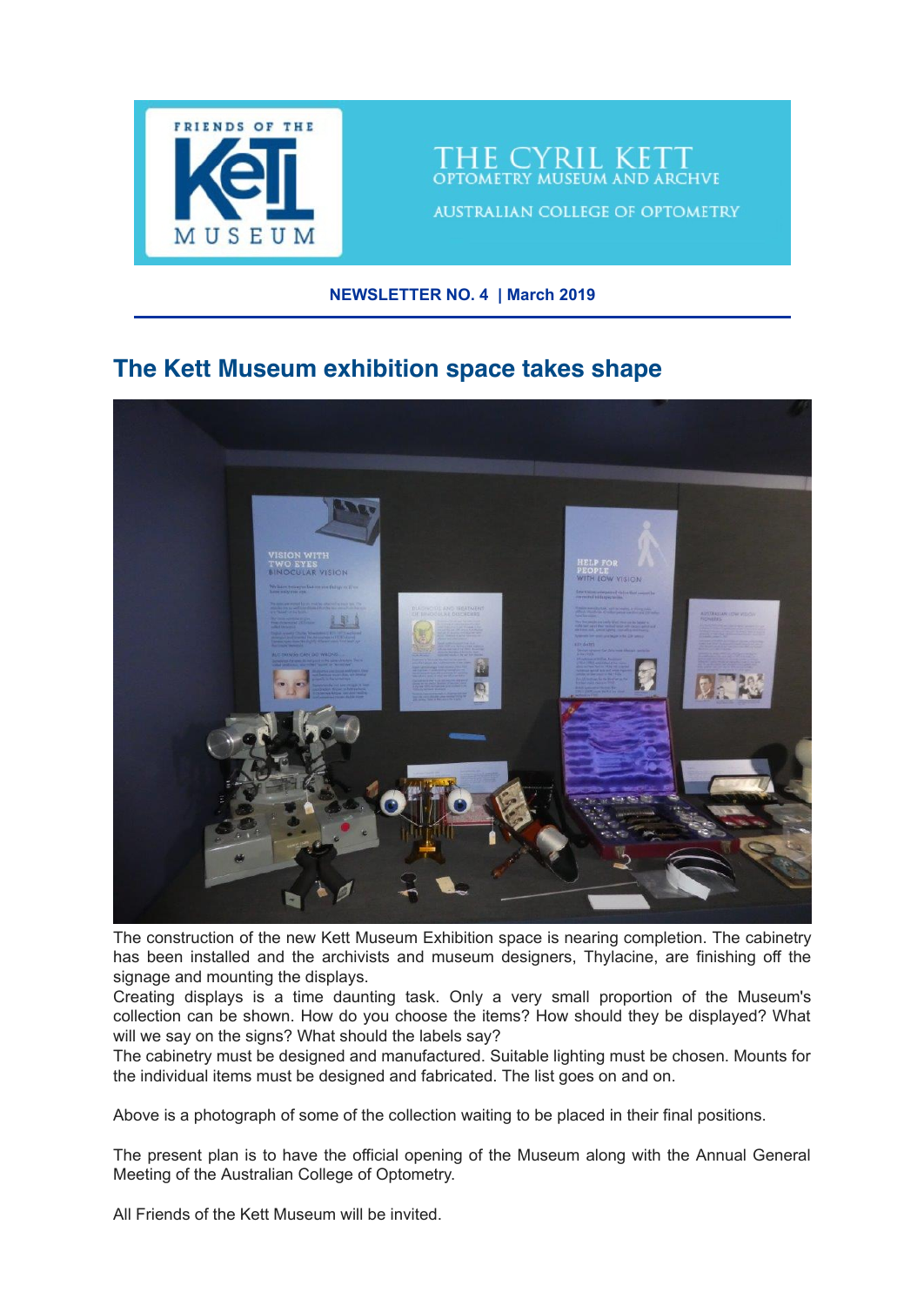FRIENDS OF THE Kett MUSEUM

THE CYRIL KETT
OPTOMETRY MUSEUM AND ARCHIVE
AUSTRALIAN COLLEGE OF OPTOMETRY

**NEWSLETTER NO. 4 | March 2019**

## The Kett Museum exhibition space takes shape

The construction of the new Kett Museum Exhibition space is nearing completion. The cabinetry has been installed and the archivists and museum designers, Thylacine, are finishing off the signage and mounting the displays.

Creating displays is a time daunting task. Only a very small proportion of the Museum's collection can be shown. How do you choose the items? How should they be displayed? What will we say on the signs? What should the labels say?

The cabinetry must be designed and manufactured. Suitable lighting must be chosen. Mounts for the individual items must be designed and fabricated. The list goes on and on.

Above is a photograph of some of the collection waiting to be placed in their final positions.

The present plan is to have the official opening of the Museum along with the Annual General Meeting of the Australian College of Optometry.

All Friends of the Kett Museum will be invited.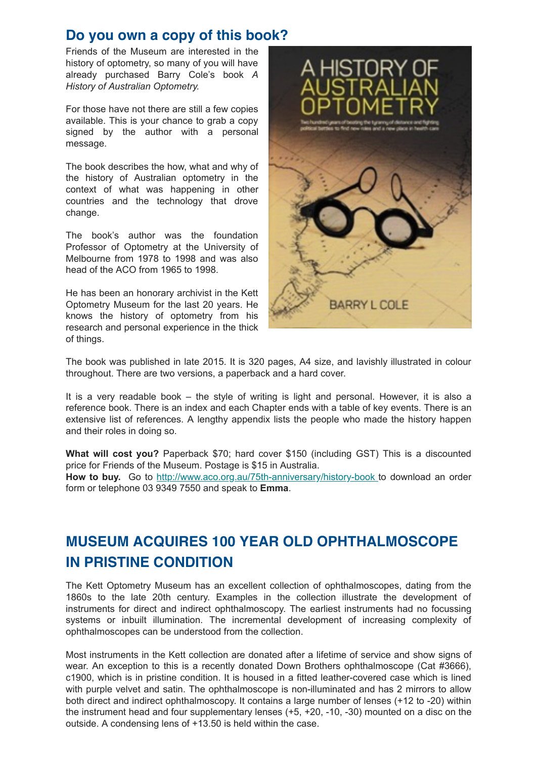## Do you own a copy of this book?

Friends of the Museum are interested in the history of optometry, so many of you will have already purchased Barry Cole's book *A History of Australian Optometry.*

For those have not there are still a few copies available. This is your chance to grab a copy signed by the author with a personal message.

The book describes the how, what and why of the history of Australian optometry in the context of what was happening in other countries and the technology that drove change.

The book's author was the foundation Professor of Optometry at the University of Melbourne from 1978 to 1998 and was also head of the ACO from 1965 to 1998.

He has been an honorary archivist in the Kett Optometry Museum for the last 20 years. He knows the history of optometry from his research and personal experience in the thick of things.

The book was published in late 2015. It is 320 pages, A4 size, and lavishly illustrated in colour throughout. There are two versions, a paperback and a hard cover.

It is a very readable book – the style of writing is light and personal. However, it is also a reference book. There is an index and each Chapter ends with a table of key events. There is an extensive list of references. A lengthy appendix lists the people who made the history happen and their roles in doing so.

**What will cost you?** Paperback $70; hard cover $150 (including GST) This is a discounted price for Friends of the Museum. Postage is $15 in Australia.
**How to buy.** Go to http://www.aco.org.au/75th-anniversary/history-book to download an order form or telephone 03 9349 7550 and speak to **Emma**.

## MUSEUM ACQUIRES 100 YEAR OLD OPHTHALMOSCOPE IN PRISTINE CONDITION

The Kett Optometry Museum has an excellent collection of ophthalmoscopes, dating from the 1860s to the late 20th century. Examples in the collection illustrate the development of instruments for direct and indirect ophthalmoscopy. The earliest instruments had no focussing systems or inbuilt illumination. The incremental development of increasing complexity of ophthalmoscopes can be understood from the collection.

Most instruments in the Kett collection are donated after a lifetime of service and show signs of wear. An exception to this is a recently donated Down Brothers ophthalmoscope (Cat #3666), c1900, which is in pristine condition. It is housed in a fitted leather-covered case which is lined with purple velvet and satin. The ophthalmoscope is non-illuminated and has 2 mirrors to allow both direct and indirect ophthalmoscopy. It contains a large number of lenses (+12 to -20) within the instrument head and four supplementary lenses (+5, +20, -10, -30) mounted on a disc on the outside. A condensing lens of +13.50 is held within the case.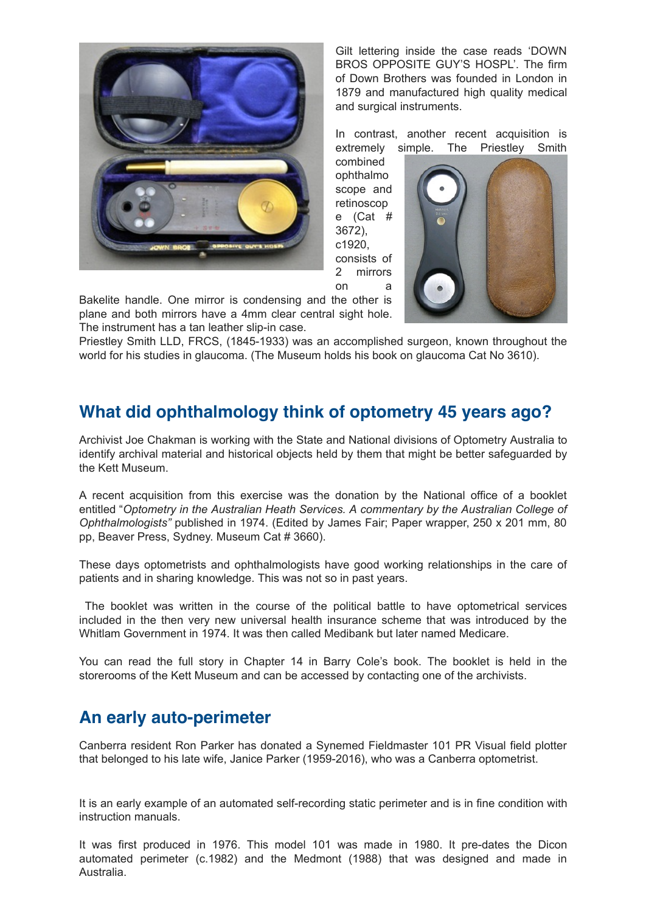Gilt lettering inside the case reads 'DOWN BROS OPPOSITE GUY'S HOSPL'. The firm of Down Brothers was founded in London in 1879 and manufactured high quality medical and surgical instruments.

In contrast, another recent acquisition is extremely simple. The Priestley Smith combined ophthalmoscope and retinoscope (Cat # 3672), c1920, consists of 2 mirrors on a Bakelite handle. One mirror is condensing and the other is plane and both mirrors have a 4mm clear central sight hole. The instrument has a tan leather slip-in case.

Priestley Smith LLD, FRCS, (1845-1933) was an accomplished surgeon, known throughout the world for his studies in glaucoma. (The Museum holds his book on glaucoma Cat No 3610).

## What did ophthalmology think of optometry 45 years ago?

Archivist Joe Chakman is working with the State and National divisions of Optometry Australia to identify archival material and historical objects held by them that might be better safeguarded by the Kett Museum.

A recent acquisition from this exercise was the donation by the National office of a booklet entitled "*Optometry in the Australian Heath Services. A commentary by the Australian College of Ophthalmologists"* published in 1974. (Edited by James Fair; Paper wrapper, 250 x 201 mm, 80 pp, Beaver Press, Sydney. Museum Cat # 3660).

These days optometrists and ophthalmologists have good working relationships in the care of patients and in sharing knowledge. This was not so in past years.

The booklet was written in the course of the political battle to have optometrical services included in the then very new universal health insurance scheme that was introduced by the Whitlam Government in 1974. It was then called Medibank but later named Medicare.

You can read the full story in Chapter 14 in Barry Cole's book. The booklet is held in the storerooms of the Kett Museum and can be accessed by contacting one of the archivists.

## An early auto-perimeter

Canberra resident Ron Parker has donated a Synemed Fieldmaster 101 PR Visual field plotter that belonged to his late wife, Janice Parker (1959-2016), who was a Canberra optometrist.

It is an early example of an automated self-recording static perimeter and is in fine condition with instruction manuals.

It was first produced in 1976. This model 101 was made in 1980. It pre-dates the Dicon automated perimeter (c.1982) and the Medmont (1988) that was designed and made in Australia.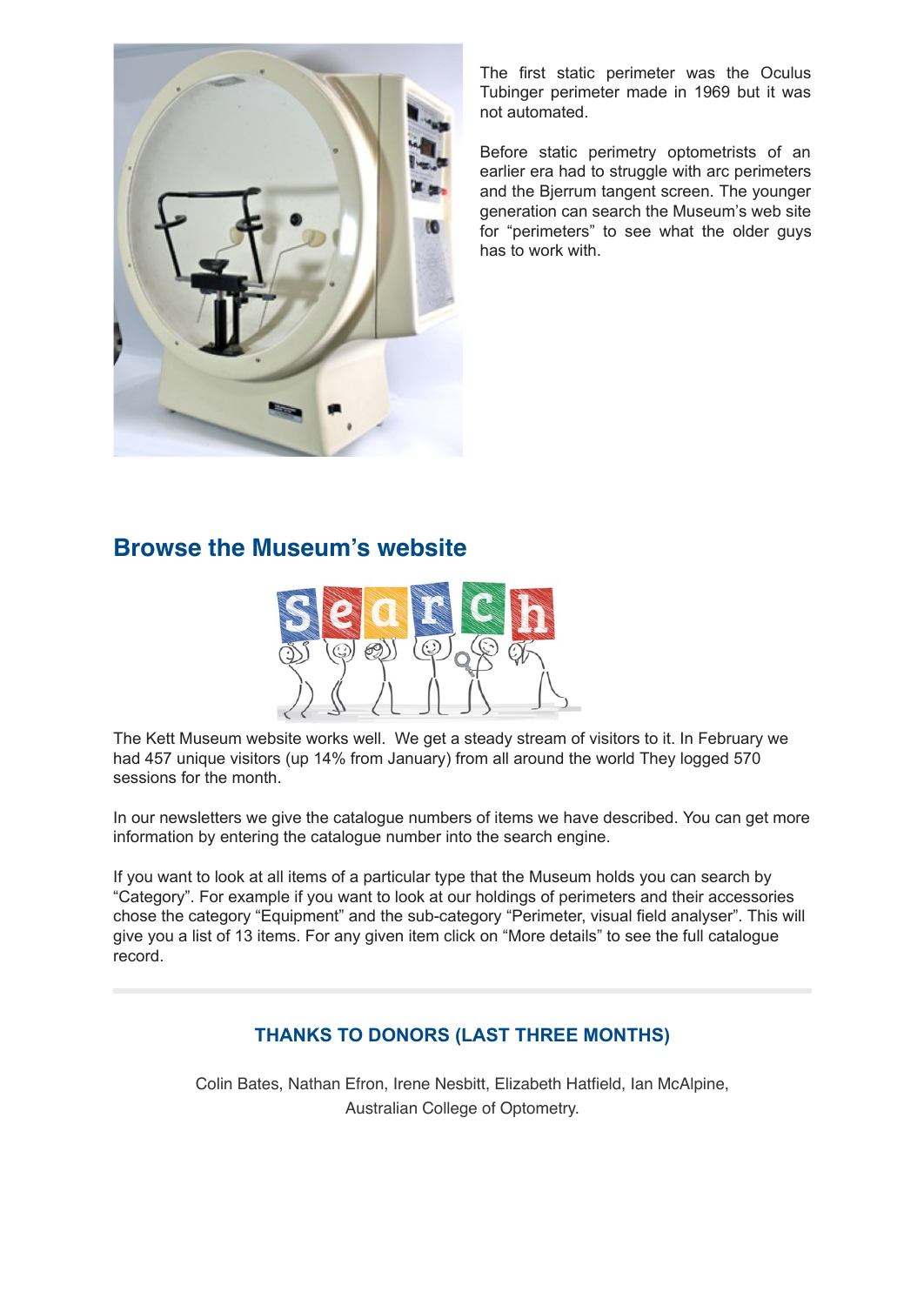The first static perimeter was the Oculus Tubinger perimeter made in 1969 but it was not automated.

Before static perimetry optometrists of an earlier era had to struggle with arc perimeters and the Bjerrum tangent screen. The younger generation can search the Museum's web site for "perimeters" to see what the older guys has to work with.

## Browse the Museum's website

The Kett Museum website works well. We get a steady stream of visitors to it. In February we had 457 unique visitors (up 14% from January) from all around the world They logged 570 sessions for the month.

In our newsletters we give the catalogue numbers of items we have described. You can get more information by entering the catalogue number into the search engine.

If you want to look at all items of a particular type that the Museum holds you can search by "Category". For example if you want to look at our holdings of perimeters and their accessories chose the category "Equipment" and the sub-category "Perimeter, visual field analyser". This will give you a list of 13 items. For any given item click on "More details" to see the full catalogue record.

---

### THANKS TO DONORS (LAST THREE MONTHS)

Colin Bates, Nathan Efron, Irene Nesbitt, Elizabeth Hatfield, Ian McAlpine, Australian College of Optometry.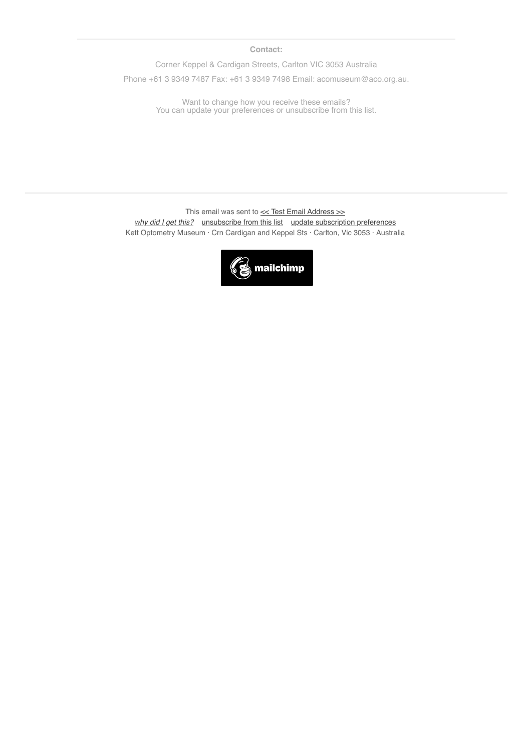---

**Contact:**

Corner Keppel & Cardigan Streets, Carlton VIC 3053 Australia

Phone +61 3 9349 7487 Fax: +61 3 9349 7498 Email: acomuseum@aco.org.au.

Want to change how you receive these emails?
You can update your preferences or unsubscribe from this list.

---

This email was sent to << Test Email Address >>

*why did I get this?* unsubscribe from this list update subscription preferences

Kett Optometry Museum · Crn Cardigan and Keppel Sts · Carlton, Vic 3053 · Australia

mailchimp